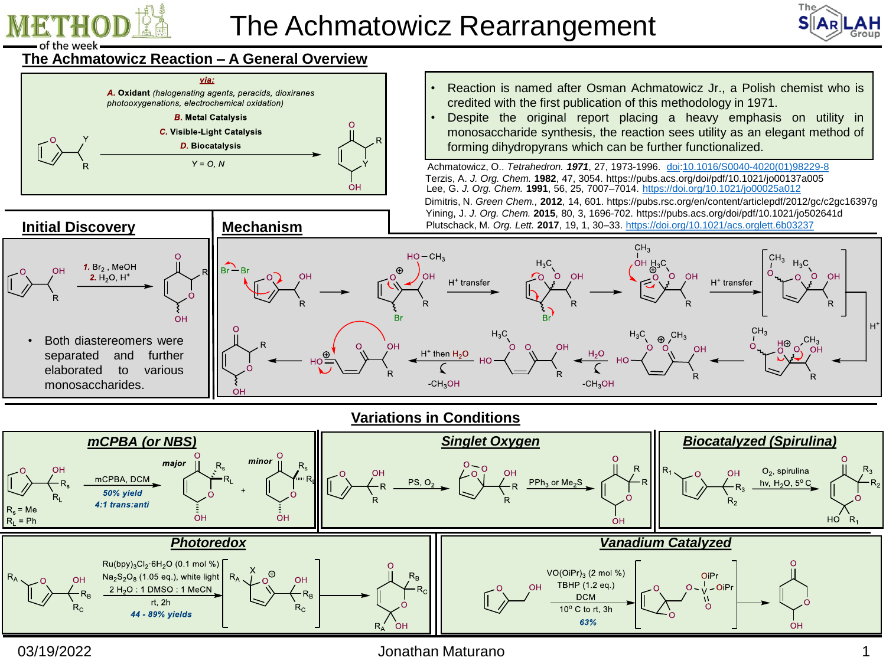# The Achmatowicz Rearrangement

## The Achmatowicz Reaction – A General Overview

*via:*

***A.*** **Oxidant** *(halogenating agents, peracids, dioxiranes photooxygenations, electrochemical oxidation)*

***B.*** **Metal Catalysis**

***C.*** **Visible-Light Catalysis**

***D.*** **Biocatalysis**

*Y = O, N*

- Reaction is named after Osman Achmatowicz Jr., a Polish chemist who is credited with the first publication of this methodology in 1971.
- Despite the original report placing a heavy emphasis on utility in monosaccharide synthesis, the reaction sees utility as an elegant method of forming dihydropyrans which can be further functionalized.

Achmatowicz, O.. *Tetrahedron.* ***1971***, 27, 1973-1996. doi:10.1016/S0040-4020(01)98229-8
Terzis, A. *J. Org. Chem.* **1982**, 47, 3054. https://pubs.acs.org/doi/pdf/10.1021/jo00137a005
Lee, G. *J. Org. Chem.* **1991**, 56, 25, 7007–7014. https://doi.org/10.1021/jo00025a012
Dimitris, N. *Green Chem.*, **2012**, 14, 601. https://pubs.rsc.org/en/content/articlepdf/2012/gc/c2gc16397g
Yining, J. *J. Org. Chem.* **2015**, 80, 3, 1696-702. https://pubs.acs.org/doi/pdf/10.1021/jo502641d
Plutschack, M. *Org. Lett.* **2017**, 19, 1, 30–33. https://doi.org/10.1021/acs.orglett.6b03237

## Initial Discovery

***1.*** $Br_2$ , MeOH
***2.*** $H_2O$, $H^+$

- Both diastereomers were separated and further elaborated to various monosaccharides.

## Mechanism

H⁺ transfer → H⁺ transfer → $H^+$ → $H_2O$ (−$CH_3OH$) → $H^+$ then $H_2O$ (−$CH_3OH$)

## Variations in Conditions

### *mCPBA (or NBS)*

mCPBA, DCM
***50% yield***
***4:1 trans:anti***

$R_s$ = Me
$R_L$ = Ph

*major* + *minor*

### *Singlet Oxygen*

PS, $O_2$ → $PPh_3$ or $Me_2S$

### *Biocatalyzed (Spirulina)*

$O_2$, spirulina
hv, $H_2O$, 5° C

### *Photoredox*

$Ru(bpy)_3Cl_2\cdot 6H_2O$ (0.1 mol %)
$Na_2S_2O_8$ (1.05 eq.), white light
2 $H_2O$ : 1 DMSO : 1 MeCN
rt, 2h
***44 - 89% yields***

### *Vanadium Catalyzed*

$VO(OiPr)_3$ (2 mol %)
TBHP (1.2 eq.)
DCM
10° C to rt, 3h
***63%***

03/19/2022 Jonathan Maturano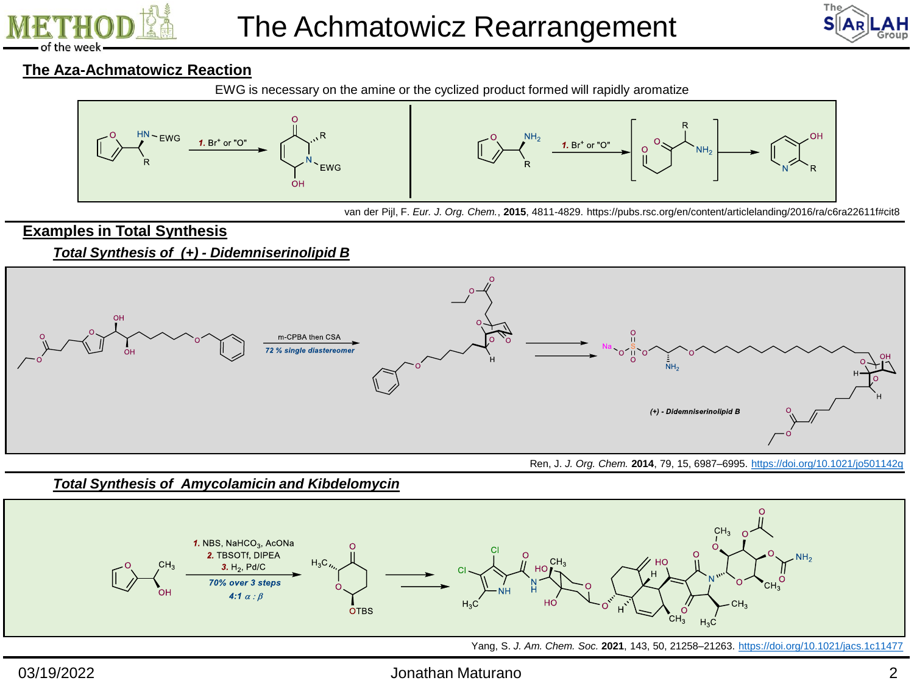# The Achmatowicz Rearrangement

## The Aza-Achmatowicz Reaction

EWG is necessary on the amine or the cyclized product formed will rapidly aromatize

HN ~ EWG; R; *1.* $Br^+$ or "O"; O; R; N; EWG; OH

$NH_2$; R; *1.* $Br^+$ or "O"; O; O; R; $NH_2$; OH; N; R

van der Pijl, F. *Eur. J. Org. Chem.*, **2015**, 4811-4829. https://pubs.rsc.org/en/content/articlelanding/2016/ra/c6ra22611f#cit8

## Examples in Total Synthesis

### *Total Synthesis of (+) - Didemniserinolipid B*

m-CPBA then CSA

*72 % single diastereomer*

*(+) - Didemniserinolipid B*

Ren, J. *J. Org. Chem.* **2014**, 79, 15, 6987–6995. https://doi.org/10.1021/jo501142g

### *Total Synthesis of Amycolamicin and Kibdelomycin*

*1.* NBS, $NaHCO_3$, AcONa
*2.* TBSOTf, DIPEA
*3.* $H_2$, Pd/C
*70% over 3 steps*
*4:1 $\alpha$ : $\beta$*

Yang, S. *J. Am. Chem. Soc.* **2021**, 143, 50, 21258–21263. https://doi.org/10.1021/jacs.1c11477

03/19/2022 Jonathan Maturano